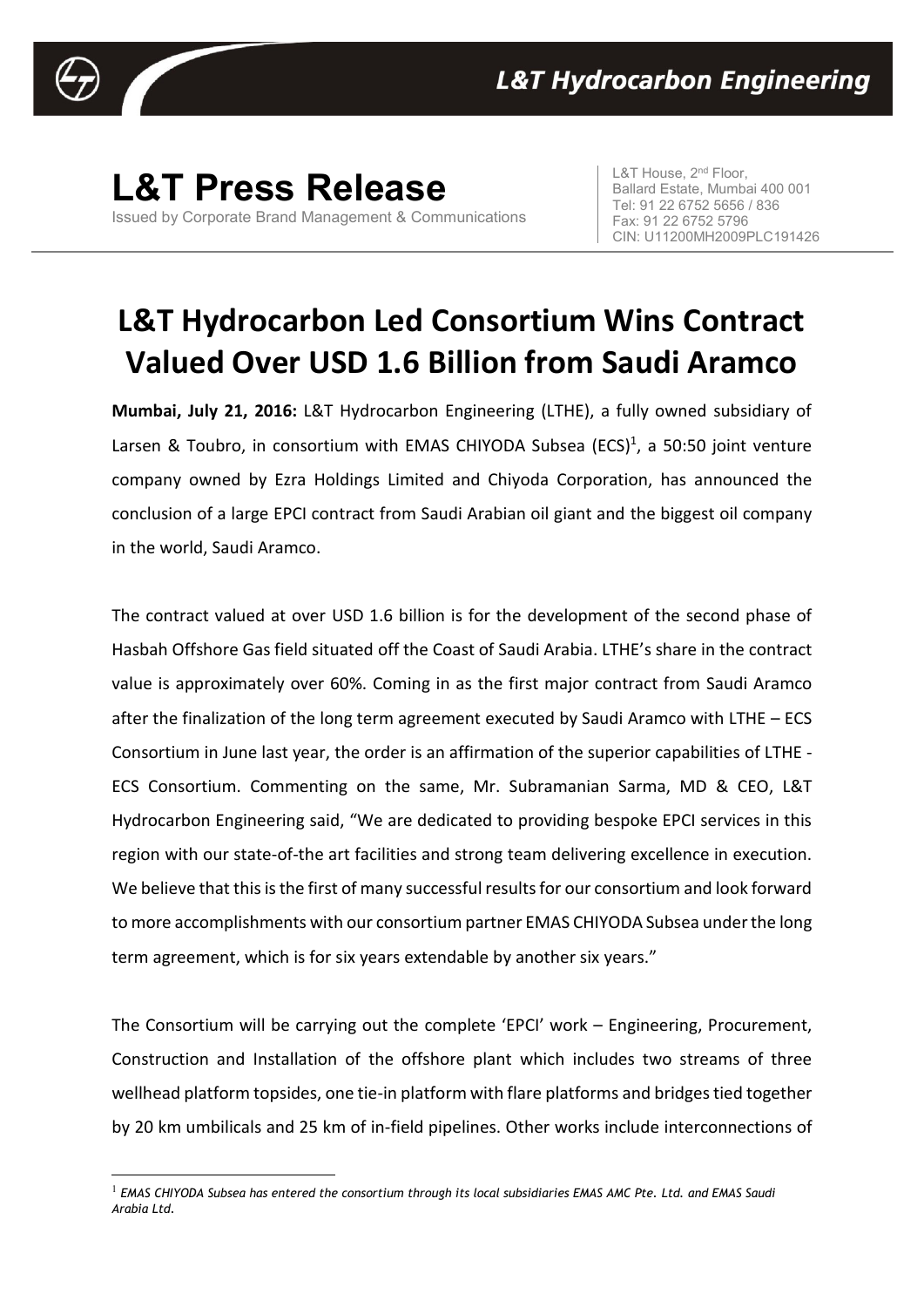# L&T Press Release

Issued by Corporate Brand Management & Communications

L&T House, 2nd Floor,
Ballard Estate, Mumbai 400 001
Tel: 91 22 6752 5656 / 836
Fax: 91 22 6752 5796
CIN: U11200MH2009PLC191426

## L&T Hydrocarbon Led Consortium Wins Contract Valued Over USD 1.6 Billion from Saudi Aramco

**Mumbai, July 21, 2016:** L&T Hydrocarbon Engineering (LTHE), a fully owned subsidiary of Larsen & Toubro, in consortium with EMAS CHIYODA Subsea (ECS)[1], a 50:50 joint venture company owned by Ezra Holdings Limited and Chiyoda Corporation, has announced the conclusion of a large EPCI contract from Saudi Arabian oil giant and the biggest oil company in the world, Saudi Aramco.

The contract valued at over USD 1.6 billion is for the development of the second phase of Hasbah Offshore Gas field situated off the Coast of Saudi Arabia. LTHE's share in the contract value is approximately over 60%. Coming in as the first major contract from Saudi Aramco after the finalization of the long term agreement executed by Saudi Aramco with LTHE – ECS Consortium in June last year, the order is an affirmation of the superior capabilities of LTHE - ECS Consortium. Commenting on the same, Mr. Subramanian Sarma, MD & CEO, L&T Hydrocarbon Engineering said, "We are dedicated to providing bespoke EPCI services in this region with our state-of-the art facilities and strong team delivering excellence in execution. We believe that this is the first of many successful results for our consortium and look forward to more accomplishments with our consortium partner EMAS CHIYODA Subsea under the long term agreement, which is for six years extendable by another six years."

The Consortium will be carrying out the complete 'EPCI' work – Engineering, Procurement, Construction and Installation of the offshore plant which includes two streams of three wellhead platform topsides, one tie-in platform with flare platforms and bridges tied together by 20 km umbilicals and 25 km of in-field pipelines. Other works include interconnections of

[1] *EMAS CHIYODA Subsea has entered the consortium through its local subsidiaries EMAS AMC Pte. Ltd. and EMAS Saudi Arabia Ltd.*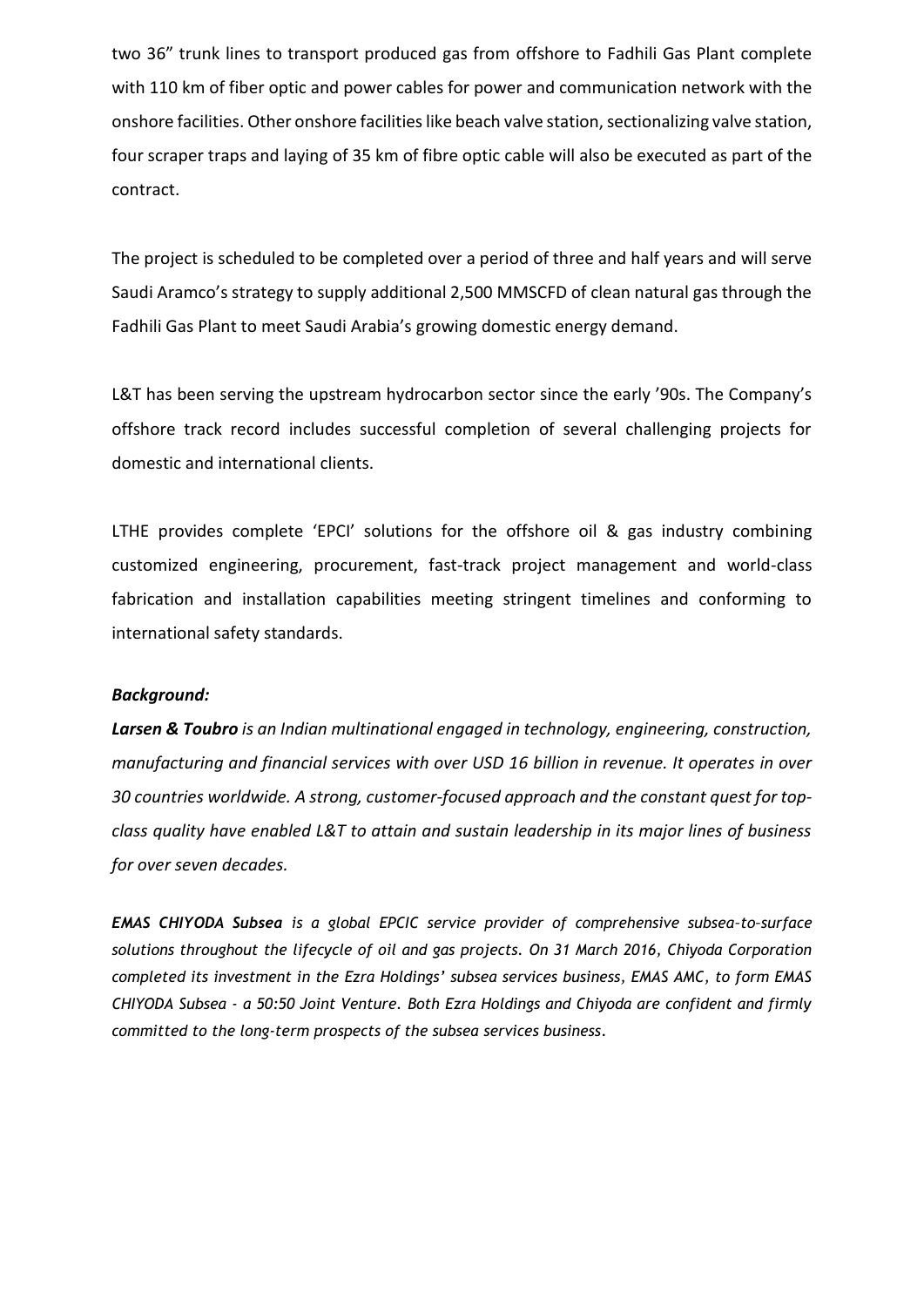two 36” trunk lines to transport produced gas from offshore to Fadhili Gas Plant complete with 110 km of fiber optic and power cables for power and communication network with the onshore facilities. Other onshore facilities like beach valve station, sectionalizing valve station, four scraper traps and laying of 35 km of fibre optic cable will also be executed as part of the contract.

The project is scheduled to be completed over a period of three and half years and will serve Saudi Aramco’s strategy to supply additional 2,500 MMSCFD of clean natural gas through the Fadhili Gas Plant to meet Saudi Arabia’s growing domestic energy demand.

L&T has been serving the upstream hydrocarbon sector since the early ’90s. The Company’s offshore track record includes successful completion of several challenging projects for domestic and international clients.

LTHE provides complete ‘EPCI’ solutions for the offshore oil & gas industry combining customized engineering, procurement, fast-track project management and world-class fabrication and installation capabilities meeting stringent timelines and conforming to international safety standards.

***Background:***

***Larsen & Toubro*** *is an Indian multinational engaged in technology, engineering, construction, manufacturing and financial services with over USD 16 billion in revenue. It operates in over 30 countries worldwide. A strong, customer-focused approach and the constant quest for top-class quality have enabled L&T to attain and sustain leadership in its major lines of business for over seven decades.*

***EMAS CHIYODA Subsea*** *is a global EPCIC service provider of comprehensive subsea-to-surface solutions throughout the lifecycle of oil and gas projects. On 31 March 2016, Chiyoda Corporation completed its investment in the Ezra Holdings’ subsea services business, EMAS AMC, to form EMAS CHIYODA Subsea - a 50:50 Joint Venture. Both Ezra Holdings and Chiyoda are confident and firmly committed to the long-term prospects of the subsea services business.*